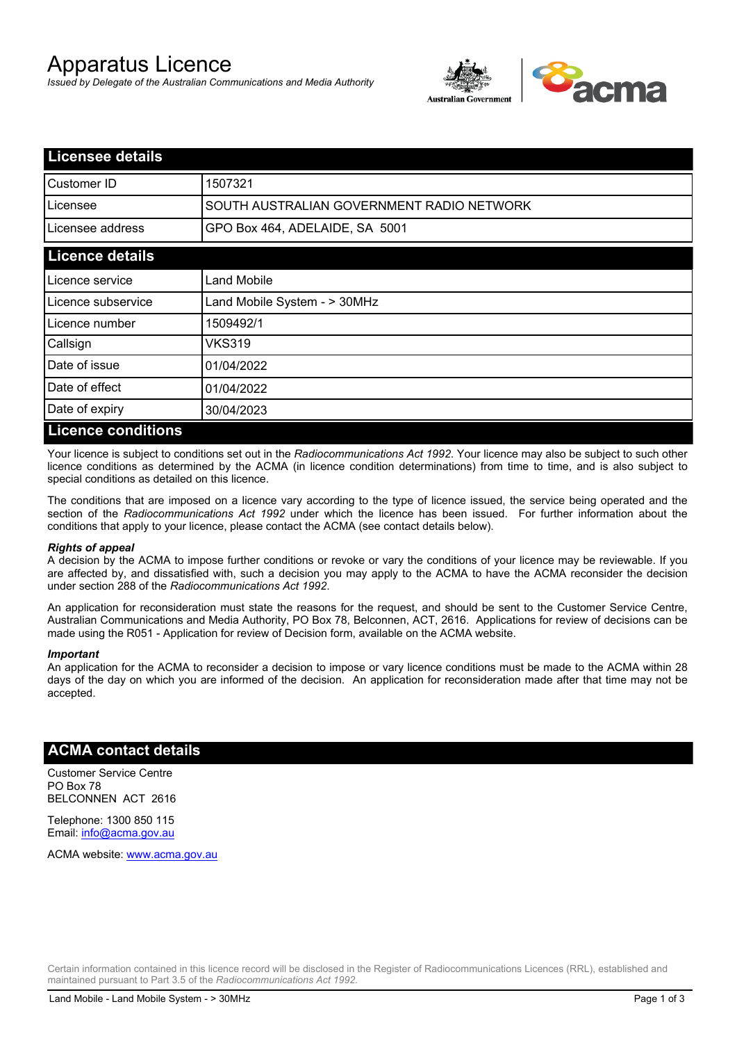# Apparatus Licence

*Issued by Delegate of the Australian Communications and Media Authority*

## Licensee details

| | |
|---|---|
| Customer ID | 1507321 |
| Licensee | SOUTH AUSTRALIAN GOVERNMENT RADIO NETWORK |
| Licensee address | GPO Box 464, ADELAIDE, SA 5001 |

## Licence details

| | |
|---|---|
| Licence service | Land Mobile |
| Licence subservice | Land Mobile System - > 30MHz |
| Licence number | 1509492/1 |
| Callsign | VKS319 |
| Date of issue | 01/04/2022 |
| Date of effect | 01/04/2022 |
| Date of expiry | 30/04/2023 |

## Licence conditions

Your licence is subject to conditions set out in the *Radiocommunications Act 1992*. Your licence may also be subject to such other licence conditions as determined by the ACMA (in licence condition determinations) from time to time, and is also subject to special conditions as detailed on this licence.

The conditions that are imposed on a licence vary according to the type of licence issued, the service being operated and the section of the *Radiocommunications Act 1992* under which the licence has been issued. For further information about the conditions that apply to your licence, please contact the ACMA (see contact details below).

***Rights of appeal***

A decision by the ACMA to impose further conditions or revoke or vary the conditions of your licence may be reviewable. If you are affected by, and dissatisfied with, such a decision you may apply to the ACMA to have the ACMA reconsider the decision under section 288 of the *Radiocommunications Act 1992*.

An application for reconsideration must state the reasons for the request, and should be sent to the Customer Service Centre, Australian Communications and Media Authority, PO Box 78, Belconnen, ACT, 2616. Applications for review of decisions can be made using the R051 - Application for review of Decision form, available on the ACMA website.

***Important***

An application for the ACMA to reconsider a decision to impose or vary licence conditions must be made to the ACMA within 28 days of the day on which you are informed of the decision. An application for reconsideration made after that time may not be accepted.

## ACMA contact details

Customer Service Centre
PO Box 78
BELCONNEN ACT 2616

Telephone: 1300 850 115
Email: info@acma.gov.au

ACMA website: www.acma.gov.au

Certain information contained in this licence record will be disclosed in the Register of Radiocommunications Licences (RRL), established and maintained pursuant to Part 3.5 of the *Radiocommunications Act 1992.*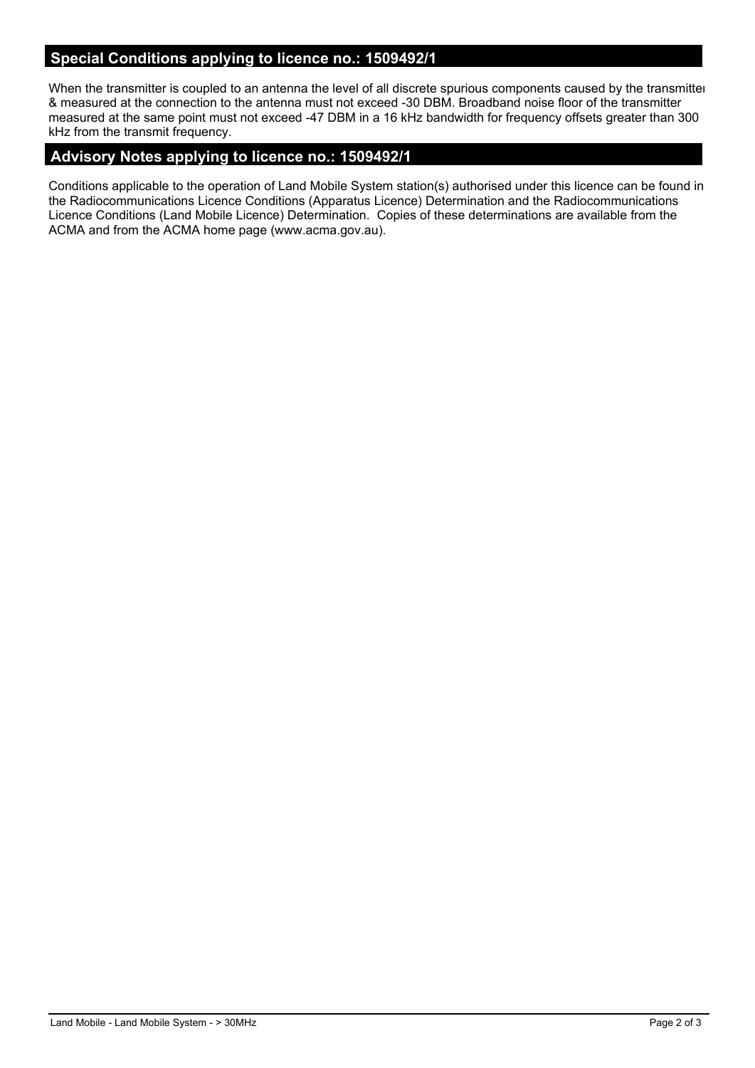## Special Conditions applying to licence no.: 1509492/1

When the transmitter is coupled to an antenna the level of all discrete spurious components caused by the transmitter & measured at the connection to the antenna must not exceed -30 DBM. Broadband noise floor of the transmitter measured at the same point must not exceed -47 DBM in a 16 kHz bandwidth for frequency offsets greater than 300 kHz from the transmit frequency.

## Advisory Notes applying to licence no.: 1509492/1

Conditions applicable to the operation of Land Mobile System station(s) authorised under this licence can be found in the Radiocommunications Licence Conditions (Apparatus Licence) Determination and the Radiocommunications Licence Conditions (Land Mobile Licence) Determination. Copies of these determinations are available from the ACMA and from the ACMA home page (www.acma.gov.au).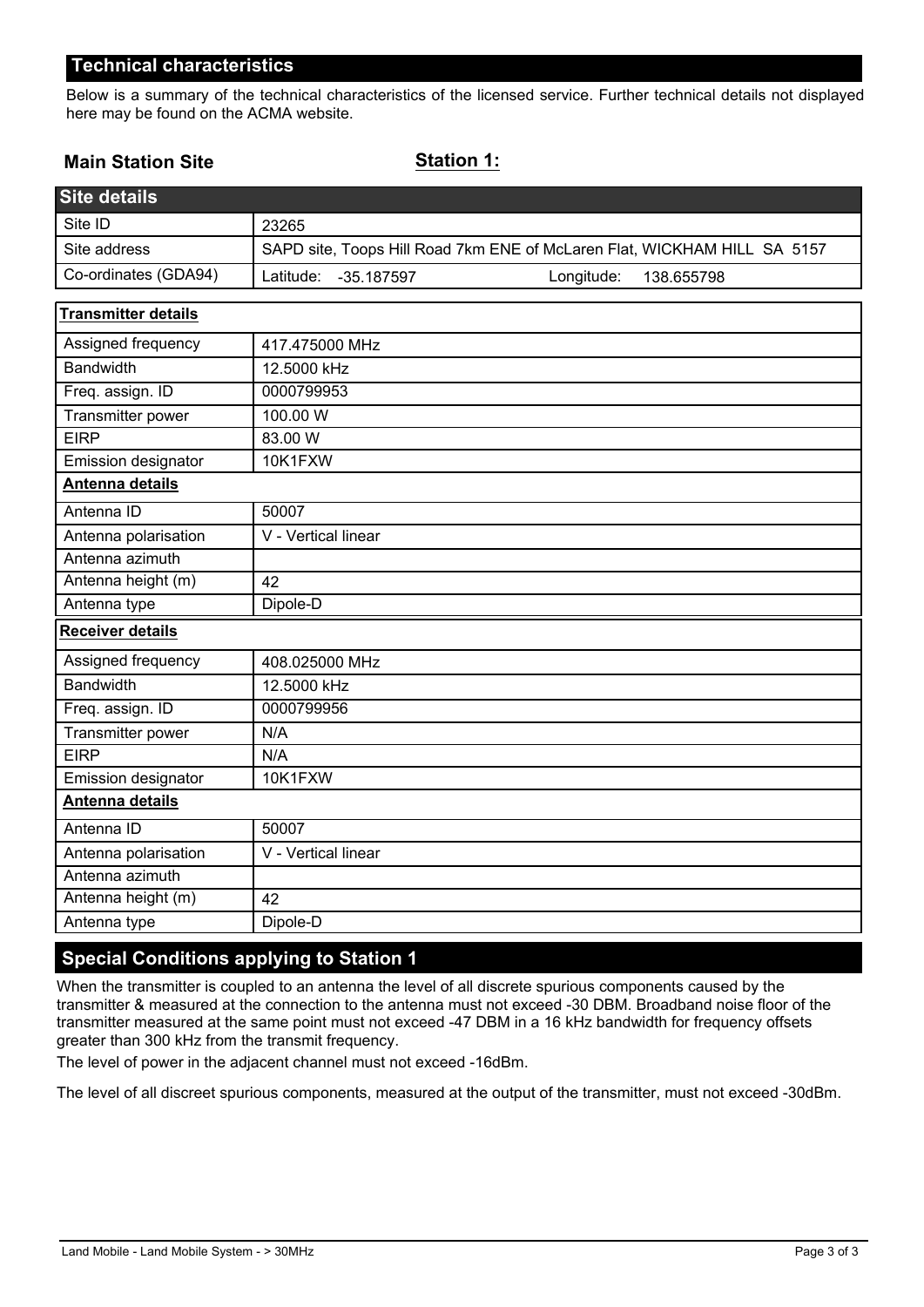## Technical characteristics

Below is a summary of the technical characteristics of the licensed service. Further technical details not displayed here may be found on the ACMA website.

**Main Station Site** **Station 1:**

| Site details | |
|---|---|
| Site ID | 23265 |
| Site address | SAPD site, Toops Hill Road 7km ENE of McLaren Flat, WICKHAM HILL SA 5157 |
| Co-ordinates (GDA94) | Latitude: -35.187597 Longitude: 138.655798 |

| Transmitter details | |
|---|---|
| Assigned frequency | 417.475000 MHz |
| Bandwidth | 12.5000 kHz |
| Freq. assign. ID | 0000799953 |
| Transmitter power | 100.00 W |
| EIRP | 83.00 W |
| Emission designator | 10K1FXW |
| **Antenna details** | |
| Antenna ID | 50007 |
| Antenna polarisation | V - Vertical linear |
| Antenna azimuth | |
| Antenna height (m) | 42 |
| Antenna type | Dipole-D |

| Receiver details | |
|---|---|
| Assigned frequency | 408.025000 MHz |
| Bandwidth | 12.5000 kHz |
| Freq. assign. ID | 0000799956 |
| Transmitter power | N/A |
| EIRP | N/A |
| Emission designator | 10K1FXW |
| **Antenna details** | |
| Antenna ID | 50007 |
| Antenna polarisation | V - Vertical linear |
| Antenna azimuth | |
| Antenna height (m) | 42 |
| Antenna type | Dipole-D |

## Special Conditions applying to Station 1

When the transmitter is coupled to an antenna the level of all discrete spurious components caused by the transmitter & measured at the connection to the antenna must not exceed -30 DBM. Broadband noise floor of the transmitter measured at the same point must not exceed -47 DBM in a 16 kHz bandwidth for frequency offsets greater than 300 kHz from the transmit frequency.

The level of power in the adjacent channel must not exceed -16dBm.

The level of all discreet spurious components, measured at the output of the transmitter, must not exceed -30dBm.